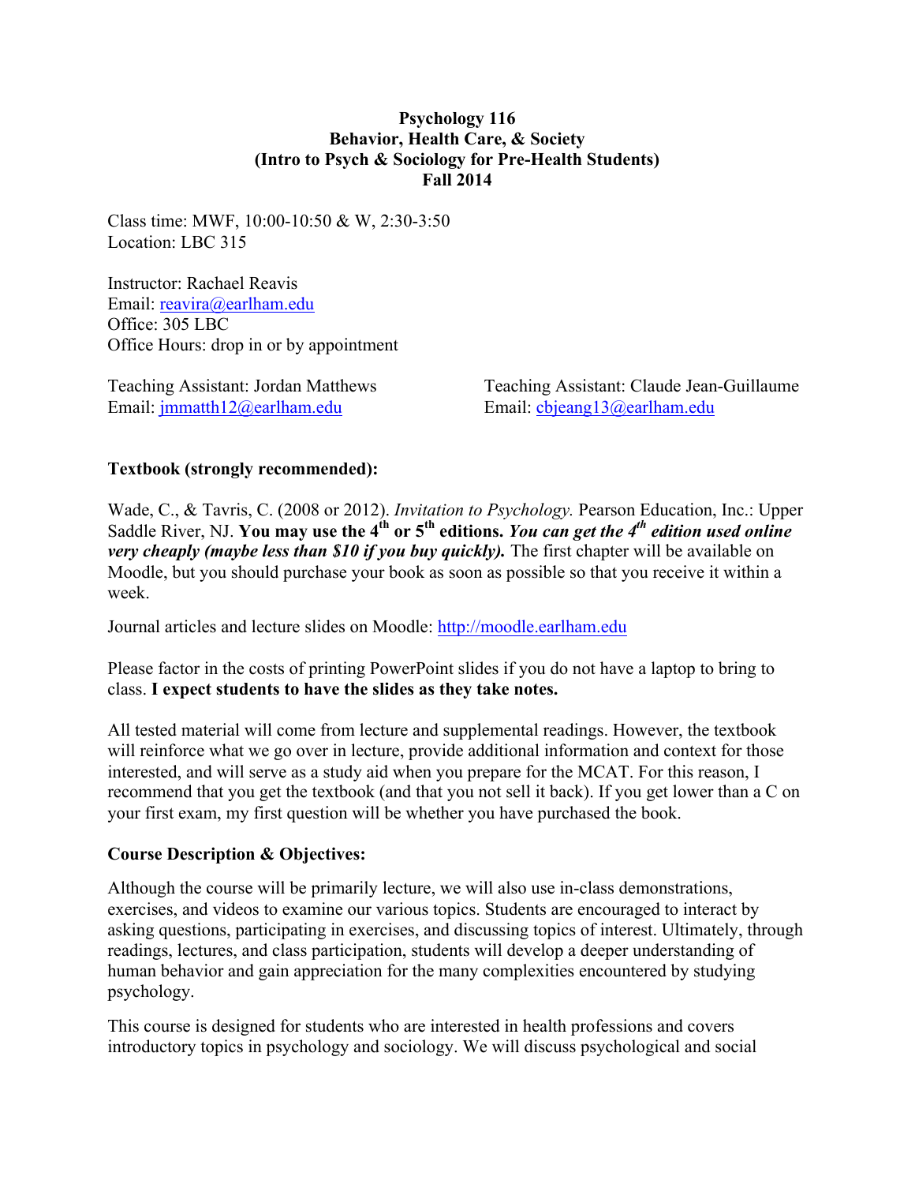**Psychology 116**
**Behavior, Health Care, & Society**
**(Intro to Psych & Sociology for Pre-Health Students)**
**Fall 2014**

Class time: MWF, 10:00-10:50 & W, 2:30-3:50
Location: LBC 315

Instructor: Rachael Reavis
Email: reavira@earlham.edu
Office: 305 LBC
Office Hours: drop in or by appointment

Teaching Assistant: Jordan Matthews
Email: jmmatth12@earlham.edu

Teaching Assistant: Claude Jean-Guillaume
Email: cbjeang13@earlham.edu

**Textbook (strongly recommended):**

Wade, C., & Tavris, C. (2008 or 2012). *Invitation to Psychology.* Pearson Education, Inc.: Upper Saddle River, NJ. **You may use the 4th or 5th editions.** ***You can get the 4th edition used online very cheaply (maybe less than $10 if you buy quickly).*** The first chapter will be available on Moodle, but you should purchase your book as soon as possible so that you receive it within a week.

Journal articles and lecture slides on Moodle: http://moodle.earlham.edu

Please factor in the costs of printing PowerPoint slides if you do not have a laptop to bring to class. **I expect students to have the slides as they take notes.**

All tested material will come from lecture and supplemental readings. However, the textbook will reinforce what we go over in lecture, provide additional information and context for those interested, and will serve as a study aid when you prepare for the MCAT. For this reason, I recommend that you get the textbook (and that you not sell it back). If you get lower than a C on your first exam, my first question will be whether you have purchased the book.

**Course Description & Objectives:**

Although the course will be primarily lecture, we will also use in-class demonstrations, exercises, and videos to examine our various topics. Students are encouraged to interact by asking questions, participating in exercises, and discussing topics of interest. Ultimately, through readings, lectures, and class participation, students will develop a deeper understanding of human behavior and gain appreciation for the many complexities encountered by studying psychology.

This course is designed for students who are interested in health professions and covers introductory topics in psychology and sociology. We will discuss psychological and social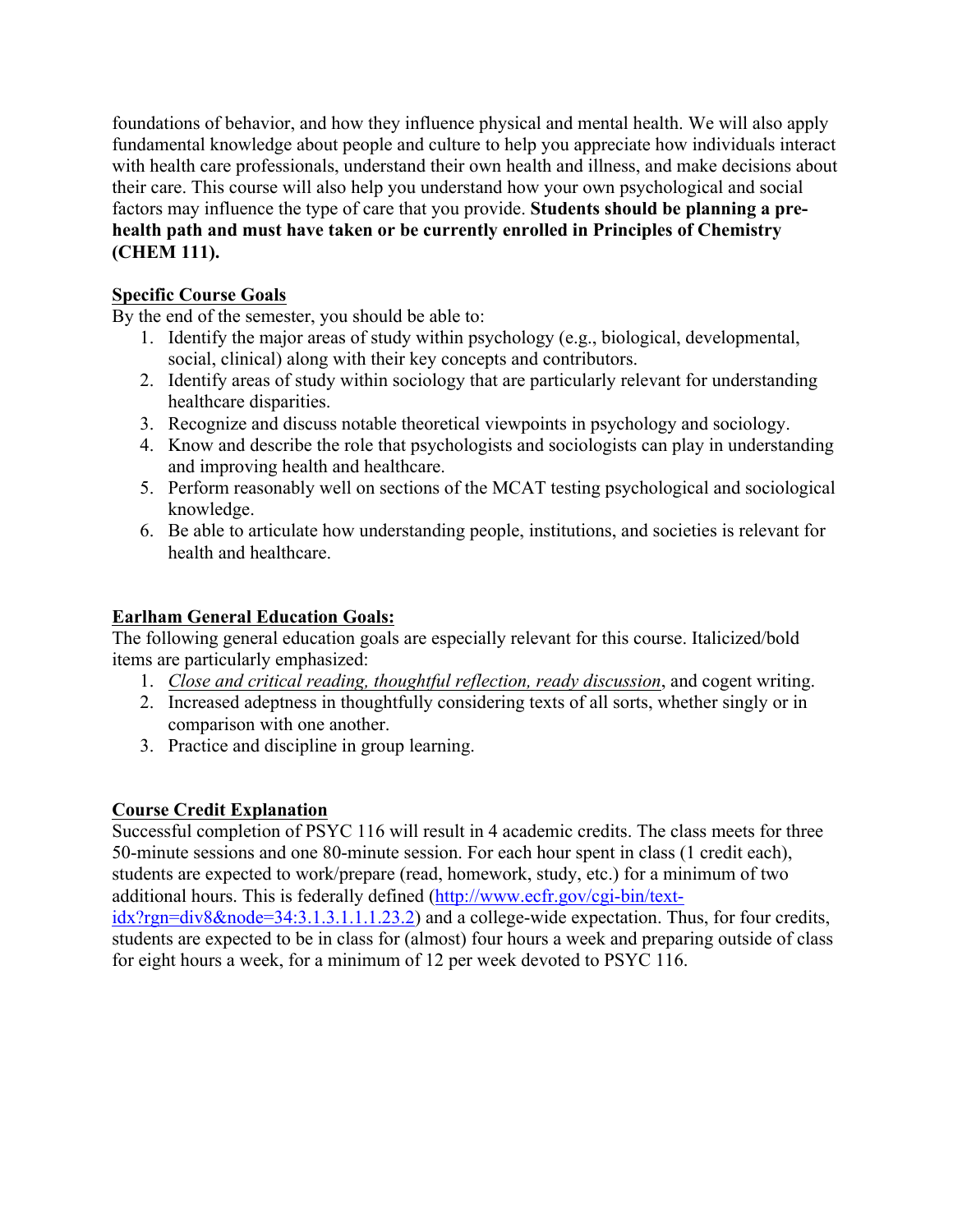foundations of behavior, and how they influence physical and mental health. We will also apply fundamental knowledge about people and culture to help you appreciate how individuals interact with health care professionals, understand their own health and illness, and make decisions about their care. This course will also help you understand how your own psychological and social factors may influence the type of care that you provide. **Students should be planning a pre-health path and must have taken or be currently enrolled in Principles of Chemistry (CHEM 111).**

**Specific Course Goals**

By the end of the semester, you should be able to:

1. Identify the major areas of study within psychology (e.g., biological, developmental, social, clinical) along with their key concepts and contributors.
2. Identify areas of study within sociology that are particularly relevant for understanding healthcare disparities.
3. Recognize and discuss notable theoretical viewpoints in psychology and sociology.
4. Know and describe the role that psychologists and sociologists can play in understanding and improving health and healthcare.
5. Perform reasonably well on sections of the MCAT testing psychological and sociological knowledge.
6. Be able to articulate how understanding people, institutions, and societies is relevant for health and healthcare.

**Earlham General Education Goals:**

The following general education goals are especially relevant for this course. Italicized/bold items are particularly emphasized:

1. *Close and critical reading, thoughtful reflection, ready discussion*, and cogent writing.
2. Increased adeptness in thoughtfully considering texts of all sorts, whether singly or in comparison with one another.
3. Practice and discipline in group learning.

**Course Credit Explanation**

Successful completion of PSYC 116 will result in 4 academic credits. The class meets for three 50-minute sessions and one 80-minute session. For each hour spent in class (1 credit each), students are expected to work/prepare (read, homework, study, etc.) for a minimum of two additional hours. This is federally defined (http://www.ecfr.gov/cgi-bin/text-idx?rgn=div8&node=34:3.1.3.1.1.1.23.2) and a college-wide expectation. Thus, for four credits, students are expected to be in class for (almost) four hours a week and preparing outside of class for eight hours a week, for a minimum of 12 per week devoted to PSYC 116.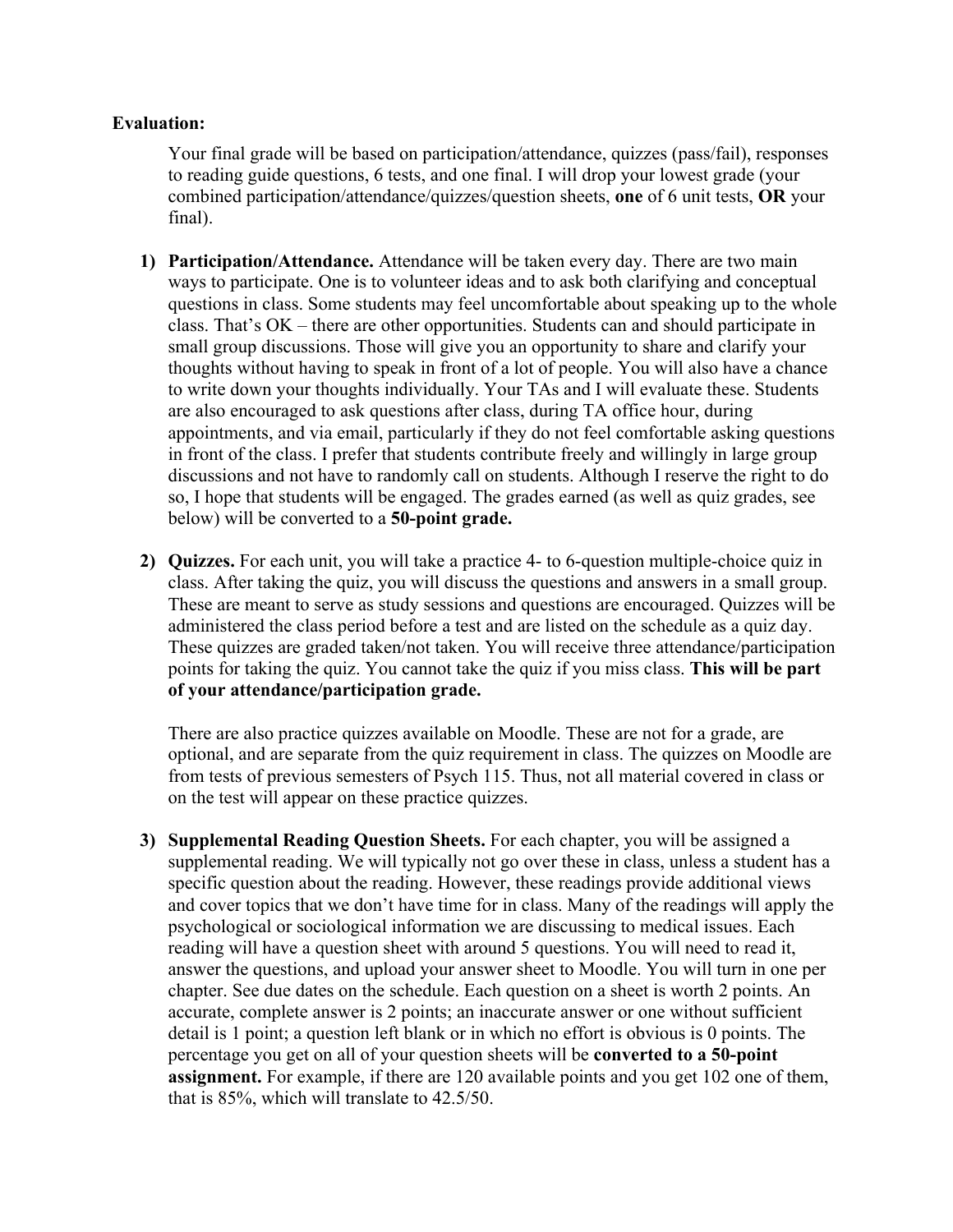**Evaluation:**

Your final grade will be based on participation/attendance, quizzes (pass/fail), responses to reading guide questions, 6 tests, and one final. I will drop your lowest grade (your combined participation/attendance/quizzes/question sheets, **one** of 6 unit tests, **OR** your final).

1) **Participation/Attendance.** Attendance will be taken every day. There are two main ways to participate. One is to volunteer ideas and to ask both clarifying and conceptual questions in class. Some students may feel uncomfortable about speaking up to the whole class. That's OK – there are other opportunities. Students can and should participate in small group discussions. Those will give you an opportunity to share and clarify your thoughts without having to speak in front of a lot of people. You will also have a chance to write down your thoughts individually. Your TAs and I will evaluate these. Students are also encouraged to ask questions after class, during TA office hour, during appointments, and via email, particularly if they do not feel comfortable asking questions in front of the class. I prefer that students contribute freely and willingly in large group discussions and not have to randomly call on students. Although I reserve the right to do so, I hope that students will be engaged. The grades earned (as well as quiz grades, see below) will be converted to a **50-point grade.**

2) **Quizzes.** For each unit, you will take a practice 4- to 6-question multiple-choice quiz in class. After taking the quiz, you will discuss the questions and answers in a small group. These are meant to serve as study sessions and questions are encouraged. Quizzes will be administered the class period before a test and are listed on the schedule as a quiz day. These quizzes are graded taken/not taken. You will receive three attendance/participation points for taking the quiz. You cannot take the quiz if you miss class. **This will be part of your attendance/participation grade.**

   There are also practice quizzes available on Moodle. These are not for a grade, are optional, and are separate from the quiz requirement in class. The quizzes on Moodle are from tests of previous semesters of Psych 115. Thus, not all material covered in class or on the test will appear on these practice quizzes.

3) **Supplemental Reading Question Sheets.** For each chapter, you will be assigned a supplemental reading. We will typically not go over these in class, unless a student has a specific question about the reading. However, these readings provide additional views and cover topics that we don't have time for in class. Many of the readings will apply the psychological or sociological information we are discussing to medical issues. Each reading will have a question sheet with around 5 questions. You will need to read it, answer the questions, and upload your answer sheet to Moodle. You will turn in one per chapter. See due dates on the schedule. Each question on a sheet is worth 2 points. An accurate, complete answer is 2 points; an inaccurate answer or one without sufficient detail is 1 point; a question left blank or in which no effort is obvious is 0 points. The percentage you get on all of your question sheets will be **converted to a 50-point assignment.** For example, if there are 120 available points and you get 102 one of them, that is 85%, which will translate to 42.5/50.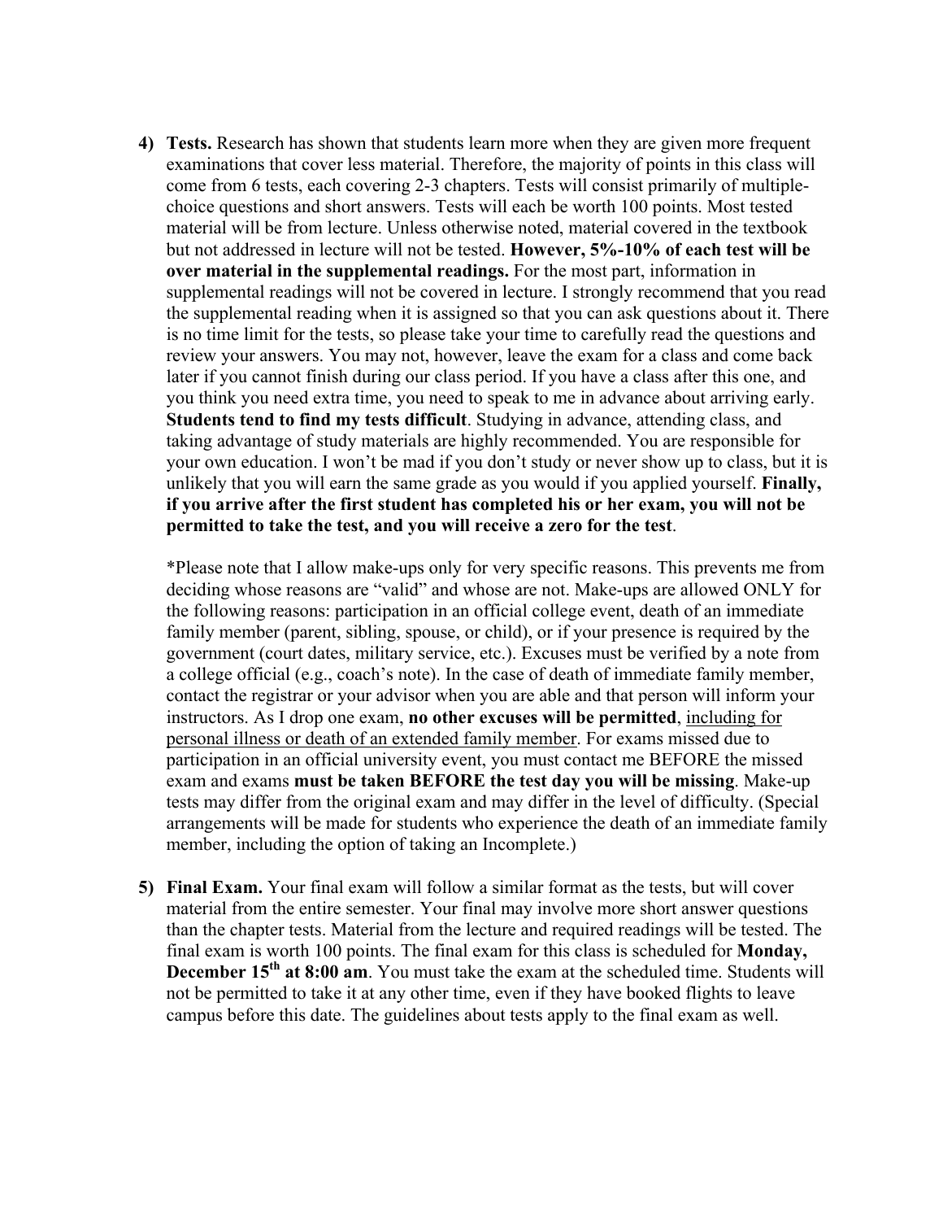4) **Tests.** Research has shown that students learn more when they are given more frequent examinations that cover less material. Therefore, the majority of points in this class will come from 6 tests, each covering 2-3 chapters. Tests will consist primarily of multiple-choice questions and short answers. Tests will each be worth 100 points. Most tested material will be from lecture. Unless otherwise noted, material covered in the textbook but not addressed in lecture will not be tested. **However, 5%-10% of each test will be over material in the supplemental readings.** For the most part, information in supplemental readings will not be covered in lecture. I strongly recommend that you read the supplemental reading when it is assigned so that you can ask questions about it. There is no time limit for the tests, so please take your time to carefully read the questions and review your answers. You may not, however, leave the exam for a class and come back later if you cannot finish during our class period. If you have a class after this one, and you think you need extra time, you need to speak to me in advance about arriving early. **Students tend to find my tests difficult**. Studying in advance, attending class, and taking advantage of study materials are highly recommended. You are responsible for your own education. I won't be mad if you don't study or never show up to class, but it is unlikely that you will earn the same grade as you would if you applied yourself. **Finally, if you arrive after the first student has completed his or her exam, you will not be permitted to take the test, and you will receive a zero for the test**.

   *Please note that I allow make-ups only for very specific reasons. This prevents me from deciding whose reasons are "valid" and whose are not. Make-ups are allowed ONLY for the following reasons: participation in an official college event, death of an immediate family member (parent, sibling, spouse, or child), or if your presence is required by the government (court dates, military service, etc.). Excuses must be verified by a note from a college official (e.g., coach's note). In the case of death of immediate family member, contact the registrar or your advisor when you are able and that person will inform your instructors. As I drop one exam, **no other excuses will be permitted**, <u>including for personal illness or death of an extended family member</u>. For exams missed due to participation in an official university event, you must contact me BEFORE the missed exam and exams **must be taken BEFORE the test day you will be missing**. Make-up tests may differ from the original exam and may differ in the level of difficulty. (Special arrangements will be made for students who experience the death of an immediate family member, including the option of taking an Incomplete.)

5) **Final Exam.** Your final exam will follow a similar format as the tests, but will cover material from the entire semester. Your final may involve more short answer questions than the chapter tests. Material from the lecture and required readings will be tested. The final exam is worth 100 points. The final exam for this class is scheduled for **Monday, December 15th at 8:00 am**. You must take the exam at the scheduled time. Students will not be permitted to take it at any other time, even if they have booked flights to leave campus before this date. The guidelines about tests apply to the final exam as well.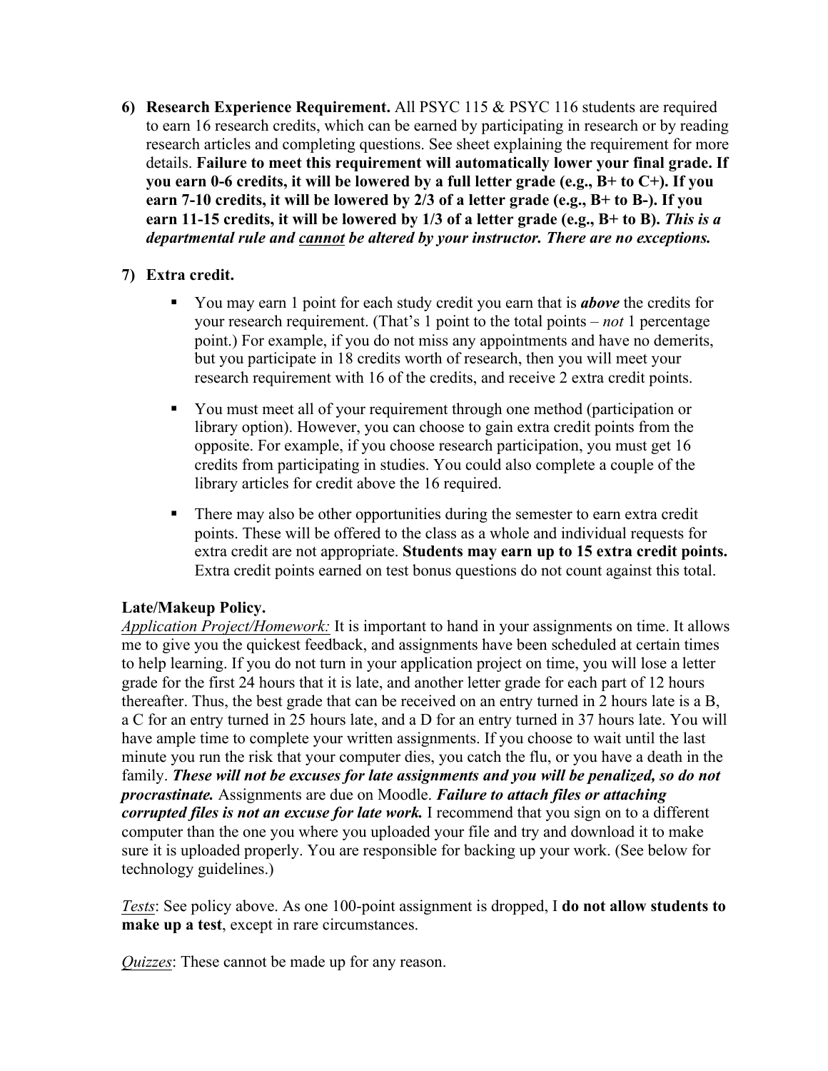6) **Research Experience Requirement.** All PSYC 115 & PSYC 116 students are required to earn 16 research credits, which can be earned by participating in research or by reading research articles and completing questions. See sheet explaining the requirement for more details. **Failure to meet this requirement will automatically lower your final grade. If you earn 0-6 credits, it will be lowered by a full letter grade (e.g., B+ to C+). If you earn 7-10 credits, it will be lowered by 2/3 of a letter grade (e.g., B+ to B-). If you earn 11-15 credits, it will be lowered by 1/3 of a letter grade (e.g., B+ to B).** ***This is a departmental rule and <u>cannot</u> be altered by your instructor. There are no exceptions.***

7) **Extra credit.**

   - You may earn 1 point for each study credit you earn that is ***above*** the credits for your research requirement. (That's 1 point to the total points – *not* 1 percentage point.) For example, if you do not miss any appointments and have no demerits, but you participate in 18 credits worth of research, then you will meet your research requirement with 16 of the credits, and receive 2 extra credit points.
   - You must meet all of your requirement through one method (participation or library option). However, you can choose to gain extra credit points from the opposite. For example, if you choose research participation, you must get 16 credits from participating in studies. You could also complete a couple of the library articles for credit above the 16 required.
   - There may also be other opportunities during the semester to earn extra credit points. These will be offered to the class as a whole and individual requests for extra credit are not appropriate. **Students may earn up to 15 extra credit points.** Extra credit points earned on test bonus questions do not count against this total.

**Late/Makeup Policy.**
*<u>Application Project/Homework:</u>* It is important to hand in your assignments on time. It allows me to give you the quickest feedback, and assignments have been scheduled at certain times to help learning. If you do not turn in your application project on time, you will lose a letter grade for the first 24 hours that it is late, and another letter grade for each part of 12 hours thereafter. Thus, the best grade that can be received on an entry turned in 2 hours late is a B, a C for an entry turned in 25 hours late, and a D for an entry turned in 37 hours late. You will have ample time to complete your written assignments. If you choose to wait until the last minute you run the risk that your computer dies, you catch the flu, or you have a death in the family. ***These will not be excuses for late assignments and you will be penalized, so do not procrastinate.*** Assignments are due on Moodle. ***Failure to attach files or attaching corrupted files is not an excuse for late work.*** I recommend that you sign on to a different computer than the one you where you uploaded your file and try and download it to make sure it is uploaded properly. You are responsible for backing up your work. (See below for technology guidelines.)

*<u>Tests</u>*: See policy above. As one 100-point assignment is dropped, I **do not allow students to make up a test**, except in rare circumstances.

*<u>Quizzes</u>*: These cannot be made up for any reason.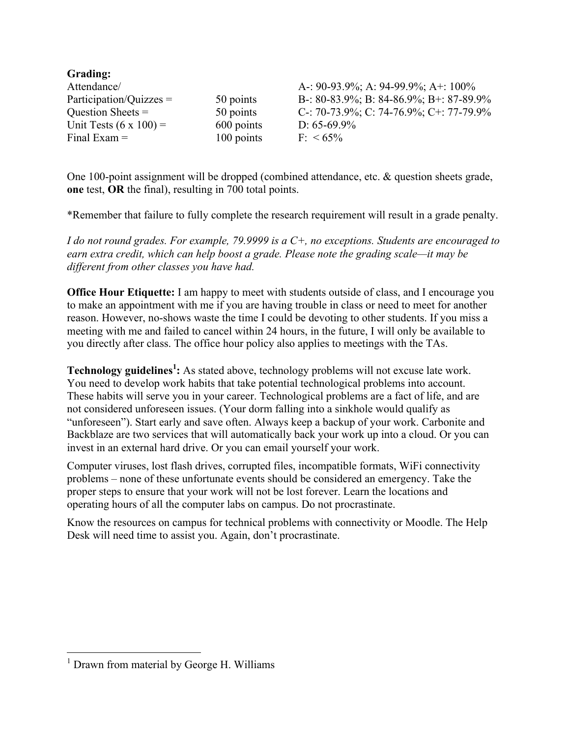**Grading:**

| | | |
|---|---|---|
| Attendance/ Participation/Quizzes = | 50 points | A-: 90-93.9%; A: 94-99.9%; A+: 100% B-: 80-83.9%; B: 84-86.9%; B+: 87-89.9% |
| Question Sheets = | 50 points | C-: 70-73.9%; C: 74-76.9%; C+: 77-79.9% |
| Unit Tests (6 x 100) = | 600 points | D: 65-69.9% |
| Final Exam = | 100 points | F: < 65% |

One 100-point assignment will be dropped (combined attendance, etc. & question sheets grade, **one** test, **OR** the final), resulting in 700 total points.

*Remember that failure to fully complete the research requirement will result in a grade penalty.

*I do not round grades. For example, 79.9999 is a C+, no exceptions. Students are encouraged to earn extra credit, which can help boost a grade. Please note the grading scale—it may be different from other classes you have had.*

**Office Hour Etiquette:** I am happy to meet with students outside of class, and I encourage you to make an appointment with me if you are having trouble in class or need to meet for another reason. However, no-shows waste the time I could be devoting to other students. If you miss a meeting with me and failed to cancel within 24 hours, in the future, I will only be available to you directly after class. The office hour policy also applies to meetings with the TAs.

**Technology guidelines[1]:** As stated above, technology problems will not excuse late work. You need to develop work habits that take potential technological problems into account. These habits will serve you in your career. Technological problems are a fact of life, and are not considered unforeseen issues. (Your dorm falling into a sinkhole would qualify as "unforeseen"). Start early and save often. Always keep a backup of your work. Carbonite and Backblaze are two services that will automatically back your work up into a cloud. Or you can invest in an external hard drive. Or you can email yourself your work.

Computer viruses, lost flash drives, corrupted files, incompatible formats, WiFi connectivity problems – none of these unfortunate events should be considered an emergency. Take the proper steps to ensure that your work will not be lost forever. Learn the locations and operating hours of all the computer labs on campus. Do not procrastinate.

Know the resources on campus for technical problems with connectivity or Moodle. The Help Desk will need time to assist you. Again, don't procrastinate.

[1] Drawn from material by George H. Williams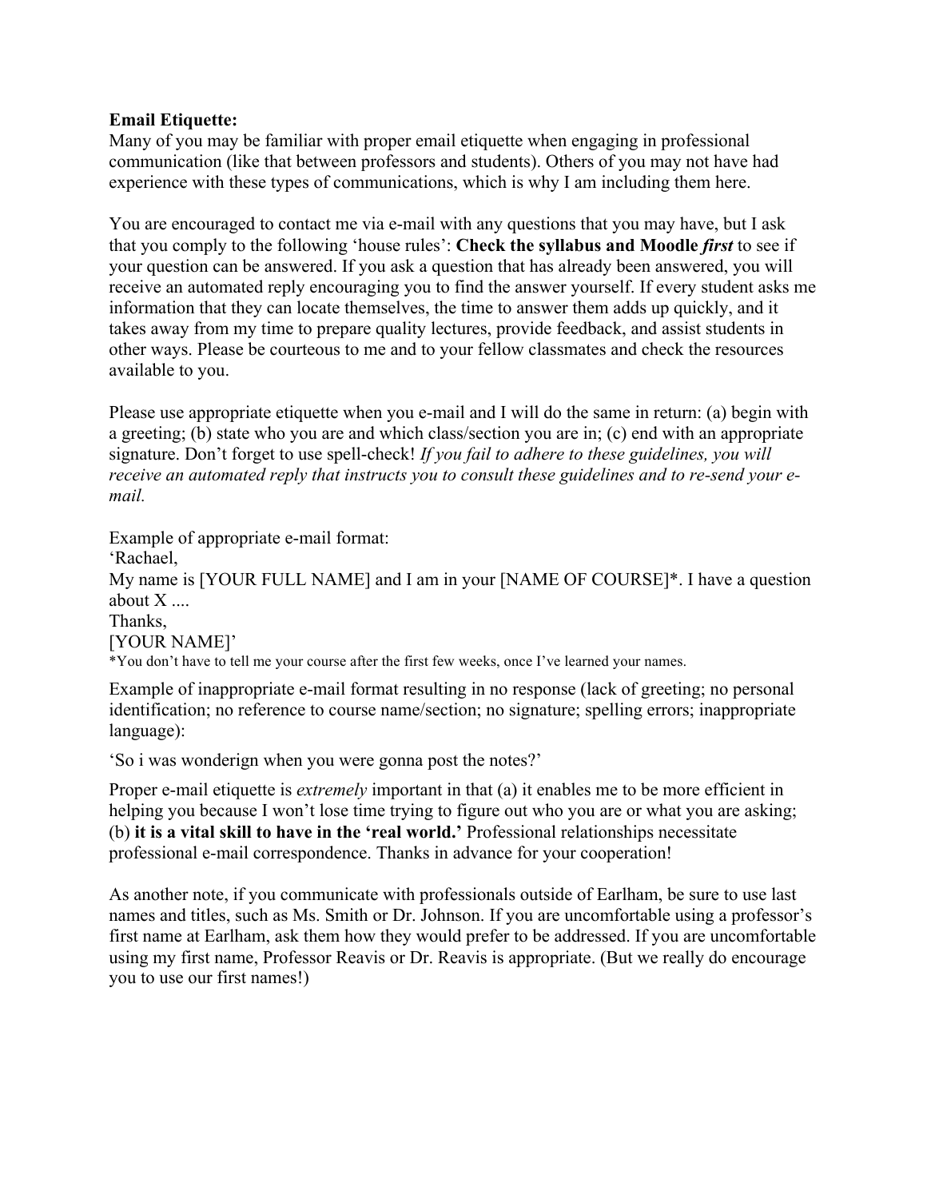**Email Etiquette:**
Many of you may be familiar with proper email etiquette when engaging in professional communication (like that between professors and students). Others of you may not have had experience with these types of communications, which is why I am including them here.

You are encouraged to contact me via e-mail with any questions that you may have, but I ask that you comply to the following 'house rules': **Check the syllabus and Moodle *first*** to see if your question can be answered. If you ask a question that has already been answered, you will receive an automated reply encouraging you to find the answer yourself. If every student asks me information that they can locate themselves, the time to answer them adds up quickly, and it takes away from my time to prepare quality lectures, provide feedback, and assist students in other ways. Please be courteous to me and to your fellow classmates and check the resources available to you.

Please use appropriate etiquette when you e-mail and I will do the same in return: (a) begin with a greeting; (b) state who you are and which class/section you are in; (c) end with an appropriate signature. Don't forget to use spell-check! *If you fail to adhere to these guidelines, you will receive an automated reply that instructs you to consult these guidelines and to re-send your e-mail.*

Example of appropriate e-mail format:
'Rachael,
My name is [YOUR FULL NAME] and I am in your [NAME OF COURSE]*. I have a question about X ....
Thanks,
[YOUR NAME]'
*You don't have to tell me your course after the first few weeks, once I've learned your names.

Example of inappropriate e-mail format resulting in no response (lack of greeting; no personal identification; no reference to course name/section; no signature; spelling errors; inappropriate language):

'So i was wonderign when you were gonna post the notes?'

Proper e-mail etiquette is *extremely* important in that (a) it enables me to be more efficient in helping you because I won't lose time trying to figure out who you are or what you are asking; (b) **it is a vital skill to have in the 'real world.'** Professional relationships necessitate professional e-mail correspondence. Thanks in advance for your cooperation!

As another note, if you communicate with professionals outside of Earlham, be sure to use last names and titles, such as Ms. Smith or Dr. Johnson. If you are uncomfortable using a professor's first name at Earlham, ask them how they would prefer to be addressed. If you are uncomfortable using my first name, Professor Reavis or Dr. Reavis is appropriate. (But we really do encourage you to use our first names!)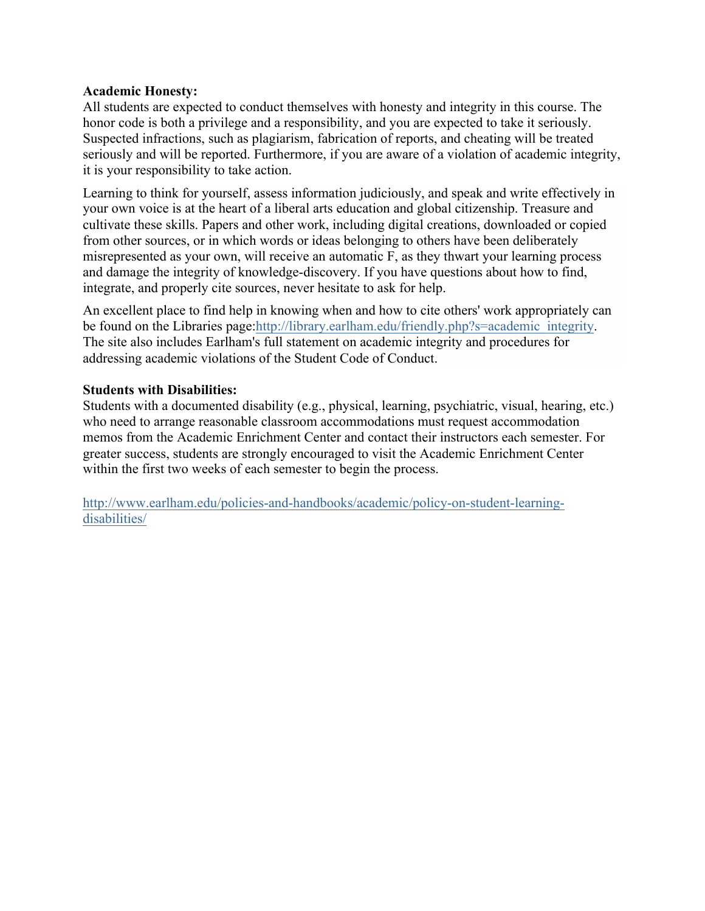**Academic Honesty:**
All students are expected to conduct themselves with honesty and integrity in this course. The honor code is both a privilege and a responsibility, and you are expected to take it seriously. Suspected infractions, such as plagiarism, fabrication of reports, and cheating will be treated seriously and will be reported. Furthermore, if you are aware of a violation of academic integrity, it is your responsibility to take action.

Learning to think for yourself, assess information judiciously, and speak and write effectively in your own voice is at the heart of a liberal arts education and global citizenship. Treasure and cultivate these skills. Papers and other work, including digital creations, downloaded or copied from other sources, or in which words or ideas belonging to others have been deliberately misrepresented as your own, will receive an automatic F, as they thwart your learning process and damage the integrity of knowledge-discovery. If you have questions about how to find, integrate, and properly cite sources, never hesitate to ask for help.

An excellent place to find help in knowing when and how to cite others' work appropriately can be found on the Libraries page:http://library.earlham.edu/friendly.php?s=academic_integrity. The site also includes Earlham's full statement on academic integrity and procedures for addressing academic violations of the Student Code of Conduct.

**Students with Disabilities:**
Students with a documented disability (e.g., physical, learning, psychiatric, visual, hearing, etc.) who need to arrange reasonable classroom accommodations must request accommodation memos from the Academic Enrichment Center and contact their instructors each semester. For greater success, students are strongly encouraged to visit the Academic Enrichment Center within the first two weeks of each semester to begin the process.

http://www.earlham.edu/policies-and-handbooks/academic/policy-on-student-learning-disabilities/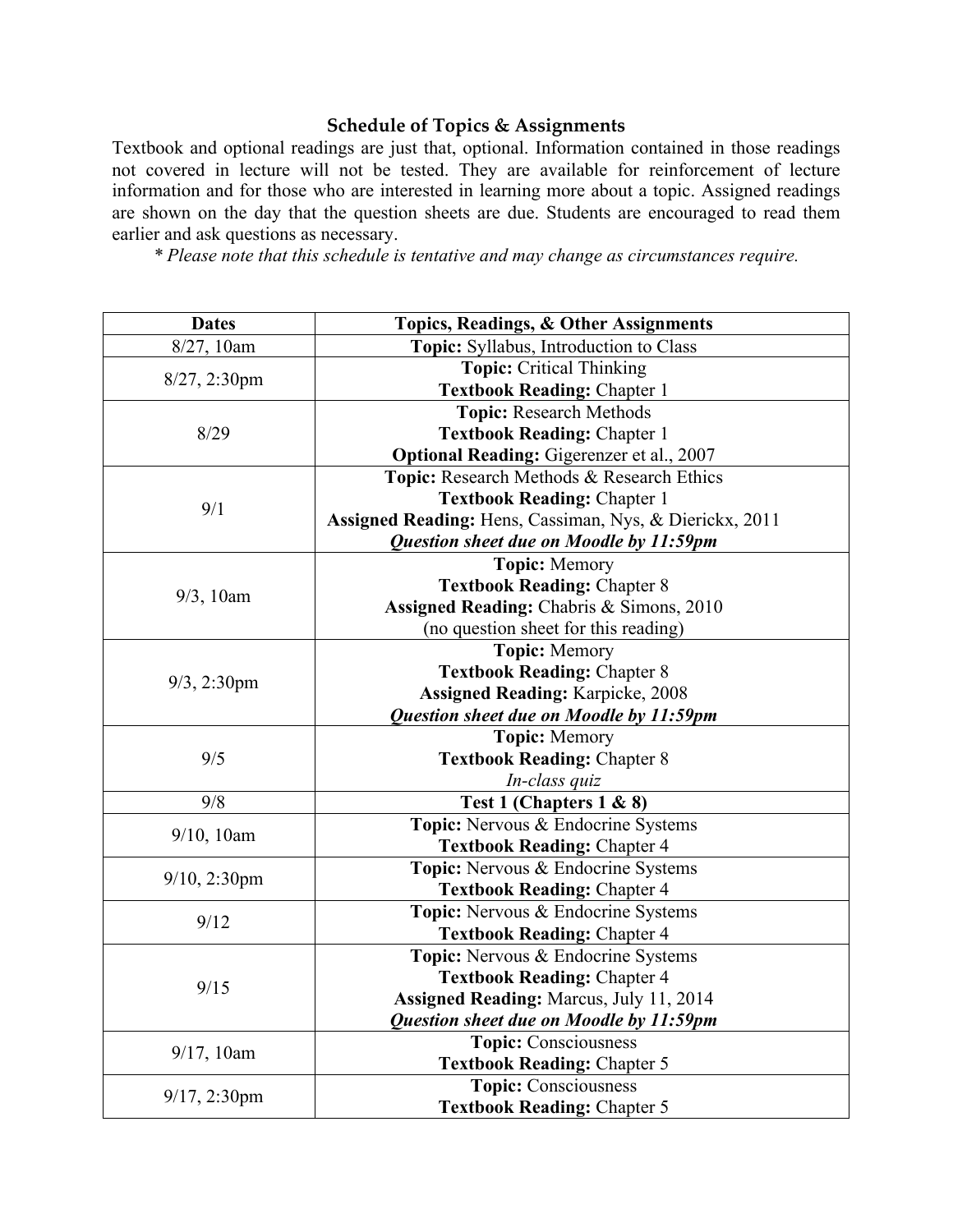## Schedule of Topics & Assignments

Textbook and optional readings are just that, optional. Information contained in those readings not covered in lecture will not be tested. They are available for reinforcement of lecture information and for those who are interested in learning more about a topic. Assigned readings are shown on the day that the question sheets are due. Students are encouraged to read them earlier and ask questions as necessary.

*\* Please note that this schedule is tentative and may change as circumstances require.*

| Dates | Topics, Readings, & Other Assignments |
|---|---|
| 8/27, 10am | **Topic:** Syllabus, Introduction to Class |
| 8/27, 2:30pm | **Topic:** Critical Thinking<br>**Textbook Reading:** Chapter 1 |
| 8/29 | **Topic:** Research Methods<br>**Textbook Reading:** Chapter 1<br>**Optional Reading:** Gigerenzer et al., 2007 |
| 9/1 | **Topic:** Research Methods & Research Ethics<br>**Textbook Reading:** Chapter 1<br>**Assigned Reading:** Hens, Cassiman, Nys, & Dierickx, 2011<br>***Question sheet due on Moodle by 11:59pm*** |
| 9/3, 10am | **Topic:** Memory<br>**Textbook Reading:** Chapter 8<br>**Assigned Reading:** Chabris & Simons, 2010<br>(no question sheet for this reading) |
| 9/3, 2:30pm | **Topic:** Memory<br>**Textbook Reading:** Chapter 8<br>**Assigned Reading:** Karpicke, 2008<br>***Question sheet due on Moodle by 11:59pm*** |
| 9/5 | **Topic:** Memory<br>**Textbook Reading:** Chapter 8<br>*In-class quiz* |
| 9/8 | **Test 1 (Chapters 1 & 8)** |
| 9/10, 10am | **Topic:** Nervous & Endocrine Systems<br>**Textbook Reading:** Chapter 4 |
| 9/10, 2:30pm | **Topic:** Nervous & Endocrine Systems<br>**Textbook Reading:** Chapter 4 |
| 9/12 | **Topic:** Nervous & Endocrine Systems<br>**Textbook Reading:** Chapter 4 |
| 9/15 | **Topic:** Nervous & Endocrine Systems<br>**Textbook Reading:** Chapter 4<br>**Assigned Reading:** Marcus, July 11, 2014<br>***Question sheet due on Moodle by 11:59pm*** |
| 9/17, 10am | **Topic:** Consciousness<br>**Textbook Reading:** Chapter 5 |
| 9/17, 2:30pm | **Topic:** Consciousness<br>**Textbook Reading:** Chapter 5 |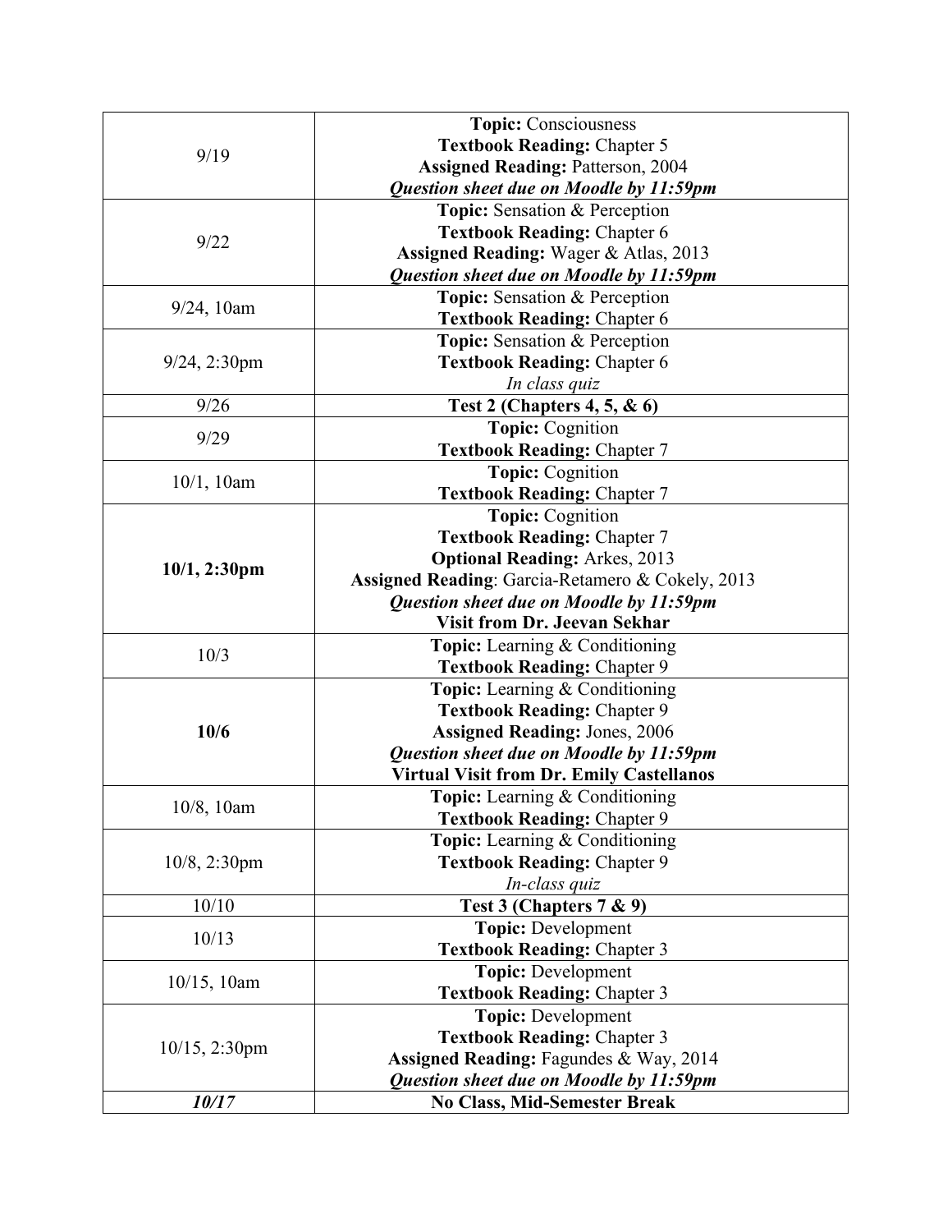| | |
|---|---|
| 9/19 | **Topic:** Consciousness<br>**Textbook Reading:** Chapter 5<br>**Assigned Reading:** Patterson, 2004<br>***Question sheet due on Moodle by 11:59pm*** |
| 9/22 | **Topic:** Sensation & Perception<br>**Textbook Reading:** Chapter 6<br>**Assigned Reading:** Wager & Atlas, 2013<br>***Question sheet due on Moodle by 11:59pm*** |
| 9/24, 10am | **Topic:** Sensation & Perception<br>**Textbook Reading:** Chapter 6 |
| 9/24, 2:30pm | **Topic:** Sensation & Perception<br>**Textbook Reading:** Chapter 6<br>*In class quiz* |
| 9/26 | **Test 2 (Chapters 4, 5, & 6)** |
| 9/29 | **Topic:** Cognition<br>**Textbook Reading:** Chapter 7 |
| 10/1, 10am | **Topic:** Cognition<br>**Textbook Reading:** Chapter 7 |
| **10/1, 2:30pm** | **Topic:** Cognition<br>**Textbook Reading:** Chapter 7<br>**Optional Reading:** Arkes, 2013<br>**Assigned Reading**: Garcia-Retamero & Cokely, 2013<br>***Question sheet due on Moodle by 11:59pm***<br>**Visit from Dr. Jeevan Sekhar** |
| 10/3 | **Topic:** Learning & Conditioning<br>**Textbook Reading:** Chapter 9 |
| **10/6** | **Topic:** Learning & Conditioning<br>**Textbook Reading:** Chapter 9<br>**Assigned Reading:** Jones, 2006<br>***Question sheet due on Moodle by 11:59pm***<br>**Virtual Visit from Dr. Emily Castellanos** |
| 10/8, 10am | **Topic:** Learning & Conditioning<br>**Textbook Reading:** Chapter 9 |
| 10/8, 2:30pm | **Topic:** Learning & Conditioning<br>**Textbook Reading:** Chapter 9<br>*In-class quiz* |
| 10/10 | **Test 3 (Chapters 7 & 9)** |
| 10/13 | **Topic:** Development<br>**Textbook Reading:** Chapter 3 |
| 10/15, 10am | **Topic:** Development<br>**Textbook Reading:** Chapter 3 |
| 10/15, 2:30pm | **Topic:** Development<br>**Textbook Reading:** Chapter 3<br>**Assigned Reading:** Fagundes & Way, 2014<br>***Question sheet due on Moodle by 11:59pm*** |
| ***10/17*** | **No Class, Mid-Semester Break** |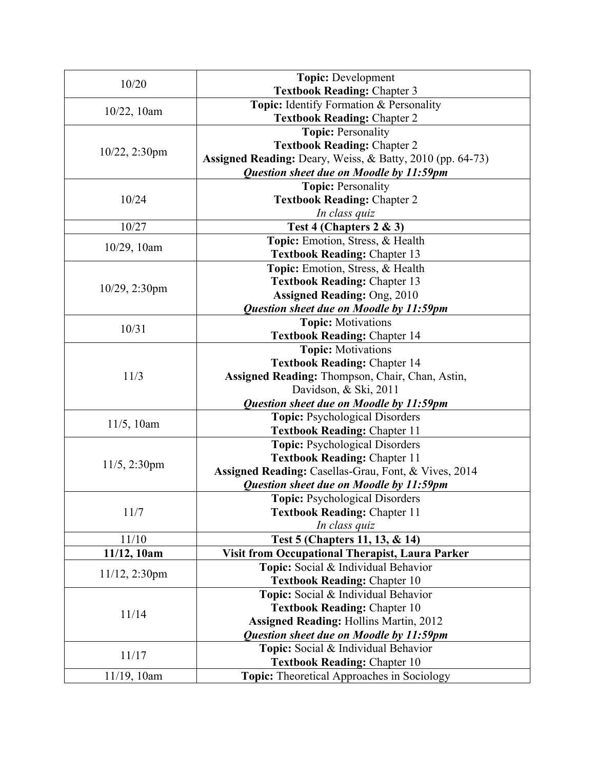| | |
|---|---|
| 10/20 | **Topic:** Development<br>**Textbook Reading:** Chapter 3 |
| 10/22, 10am | **Topic:** Identify Formation & Personality<br>**Textbook Reading:** Chapter 2 |
| 10/22, 2:30pm | **Topic:** Personality<br>**Textbook Reading:** Chapter 2<br>**Assigned Reading:** Deary, Weiss, & Batty, 2010 (pp. 64-73)<br>***Question sheet due on Moodle by 11:59pm*** |
| 10/24 | **Topic:** Personality<br>**Textbook Reading:** Chapter 2<br>*In class quiz* |
| 10/27 | **Test 4 (Chapters 2 & 3)** |
| 10/29, 10am | **Topic:** Emotion, Stress, & Health<br>**Textbook Reading:** Chapter 13 |
| 10/29, 2:30pm | **Topic:** Emotion, Stress, & Health<br>**Textbook Reading:** Chapter 13<br>**Assigned Reading:** Ong, 2010<br>***Question sheet due on Moodle by 11:59pm*** |
| 10/31 | **Topic:** Motivations<br>**Textbook Reading:** Chapter 14 |
| 11/3 | **Topic:** Motivations<br>**Textbook Reading:** Chapter 14<br>**Assigned Reading:** Thompson, Chair, Chan, Astin, Davidson, & Ski, 2011<br>***Question sheet due on Moodle by 11:59pm*** |
| 11/5, 10am | **Topic:** Psychological Disorders<br>**Textbook Reading:** Chapter 11 |
| 11/5, 2:30pm | **Topic:** Psychological Disorders<br>**Textbook Reading:** Chapter 11<br>**Assigned Reading:** Casellas-Grau, Font, & Vives, 2014<br>***Question sheet due on Moodle by 11:59pm*** |
| 11/7 | **Topic:** Psychological Disorders<br>**Textbook Reading:** Chapter 11<br>*In class quiz* |
| 11/10 | **Test 5 (Chapters 11, 13, & 14)** |
| **11/12, 10am** | **Visit from Occupational Therapist, Laura Parker** |
| 11/12, 2:30pm | **Topic:** Social & Individual Behavior<br>**Textbook Reading:** Chapter 10 |
| 11/14 | **Topic:** Social & Individual Behavior<br>**Textbook Reading:** Chapter 10<br>**Assigned Reading:** Hollins Martin, 2012<br>***Question sheet due on Moodle by 11:59pm*** |
| 11/17 | **Topic:** Social & Individual Behavior<br>**Textbook Reading:** Chapter 10 |
| 11/19, 10am | **Topic:** Theoretical Approaches in Sociology |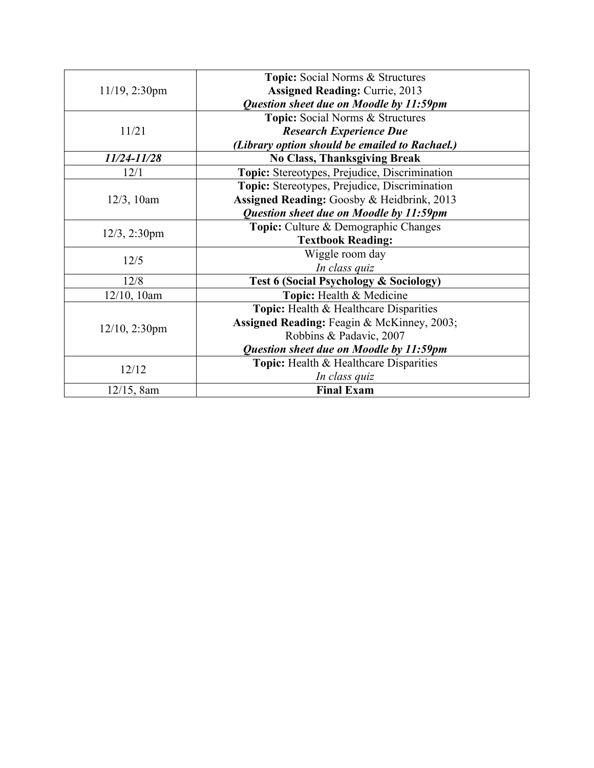| | |
|---|---|
| 11/19, 2:30pm | **Topic:** Social Norms & Structures<br>**Assigned Reading:** Currie, 2013<br>***Question sheet due on Moodle by 11:59pm*** |
| 11/21 | **Topic:** Social Norms & Structures<br>***Research Experience Due***<br>***(Library option should be emailed to Rachael.)*** |
| ***11/24-11/28*** | **No Class, Thanksgiving Break** |
| 12/1 | **Topic:** Stereotypes, Prejudice, Discrimination |
| 12/3, 10am | **Topic:** Stereotypes, Prejudice, Discrimination<br>**Assigned Reading:** Goosby & Heidbrink, 2013<br>***Question sheet due on Moodle by 11:59pm*** |
| 12/3, 2:30pm | **Topic:** Culture & Demographic Changes<br>**Textbook Reading:** |
| 12/5 | Wiggle room day<br>*In class quiz* |
| 12/8 | **Test 6 (Social Psychology & Sociology)** |
| 12/10, 10am | **Topic:** Health & Medicine |
| 12/10, 2:30pm | **Topic:** Health & Healthcare Disparities<br>**Assigned Reading:** Feagin & McKinney, 2003;<br>Robbins & Padavic, 2007<br>***Question sheet due on Moodle by 11:59pm*** |
| 12/12 | **Topic:** Health & Healthcare Disparities<br>*In class quiz* |
| 12/15, 8am | **Final Exam** |